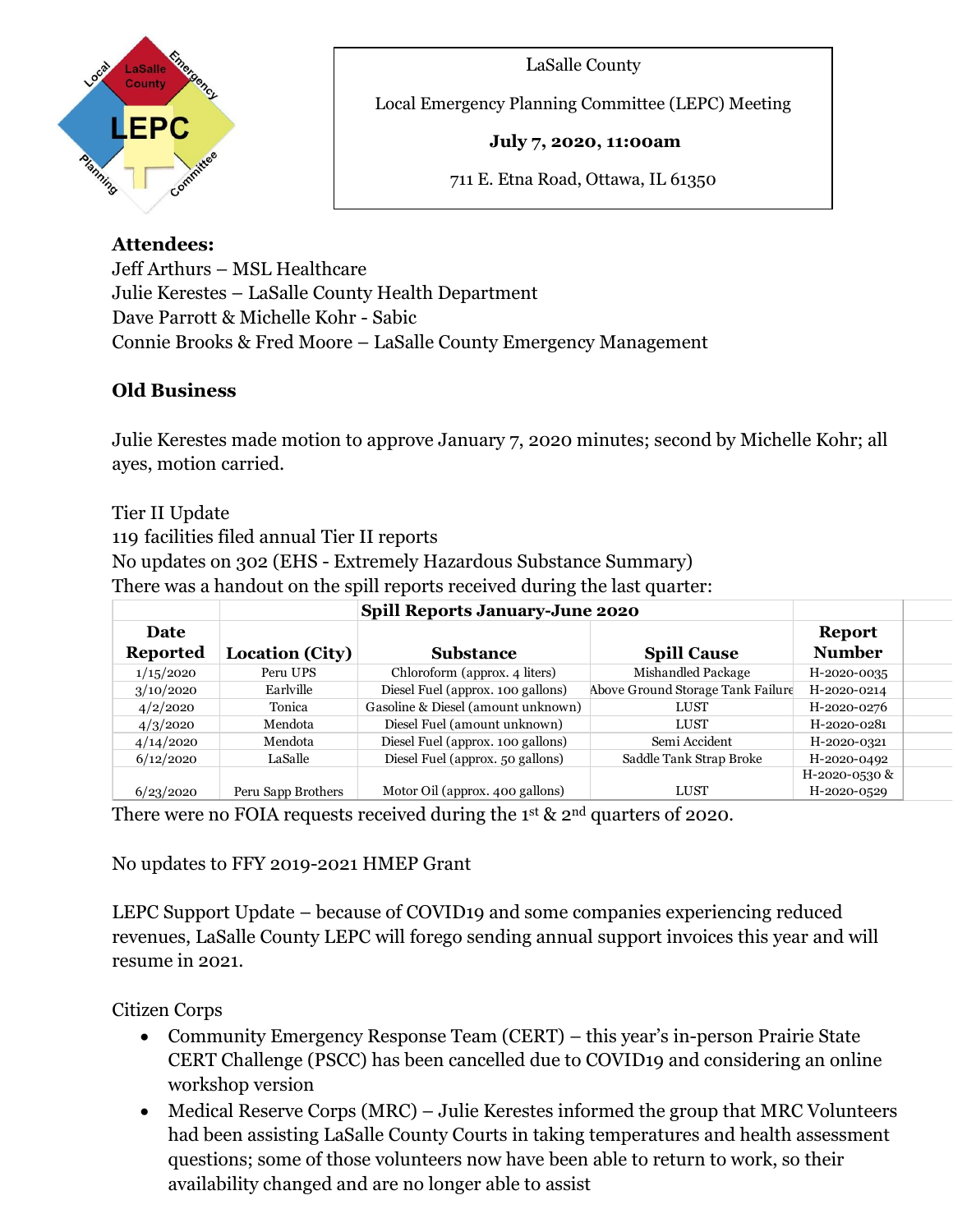LaSalle County

Local Emergency Planning Committee (LEPC) Meeting

**July 7, 2020, 11:00am**

711 E. Etna Road, Ottawa, IL 61350

**Attendees:**
Jeff Arthurs – MSL Healthcare
Julie Kerestes – LaSalle County Health Department
Dave Parrott & Michelle Kohr - Sabic
Connie Brooks & Fred Moore – LaSalle County Emergency Management

## Old Business

Julie Kerestes made motion to approve January 7, 2020 minutes; second by Michelle Kohr; all ayes, motion carried.

Tier II Update
119 facilities filed annual Tier II reports
No updates on 302 (EHS - Extremely Hazardous Substance Summary)
There was a handout on the spill reports received during the last quarter:

| | | **Spill Reports January-June 2020** | | |
|---|---|---|---|---|
| **Date Reported** | **Location (City)** | **Substance** | **Spill Cause** | **Report Number** |
| 1/15/2020 | Peru UPS | Chloroform (approx. 4 liters) | Mishandled Package | H-2020-0035 |
| 3/10/2020 | Earlville | Diesel Fuel (approx. 100 gallons) | Above Ground Storage Tank Failure | H-2020-0214 |
| 4/2/2020 | Tonica | Gasoline & Diesel (amount unknown) | LUST | H-2020-0276 |
| 4/3/2020 | Mendota | Diesel Fuel (amount unknown) | LUST | H-2020-0281 |
| 4/14/2020 | Mendota | Diesel Fuel (approx. 100 gallons) | Semi Accident | H-2020-0321 |
| 6/12/2020 | LaSalle | Diesel Fuel (approx. 50 gallons) | Saddle Tank Strap Broke | H-2020-0492 |
| 6/23/2020 | Peru Sapp Brothers | Motor Oil (approx. 400 gallons) | LUST | H-2020-0530 & H-2020-0529 |

There were no FOIA requests received during the 1st & 2nd quarters of 2020.

No updates to FFY 2019-2021 HMEP Grant

LEPC Support Update – because of COVID19 and some companies experiencing reduced revenues, LaSalle County LEPC will forego sending annual support invoices this year and will resume in 2021.

Citizen Corps

- Community Emergency Response Team (CERT) – this year's in-person Prairie State CERT Challenge (PSCC) has been cancelled due to COVID19 and considering an online workshop version
- Medical Reserve Corps (MRC) – Julie Kerestes informed the group that MRC Volunteers had been assisting LaSalle County Courts in taking temperatures and health assessment questions; some of those volunteers now have been able to return to work, so their availability changed and are no longer able to assist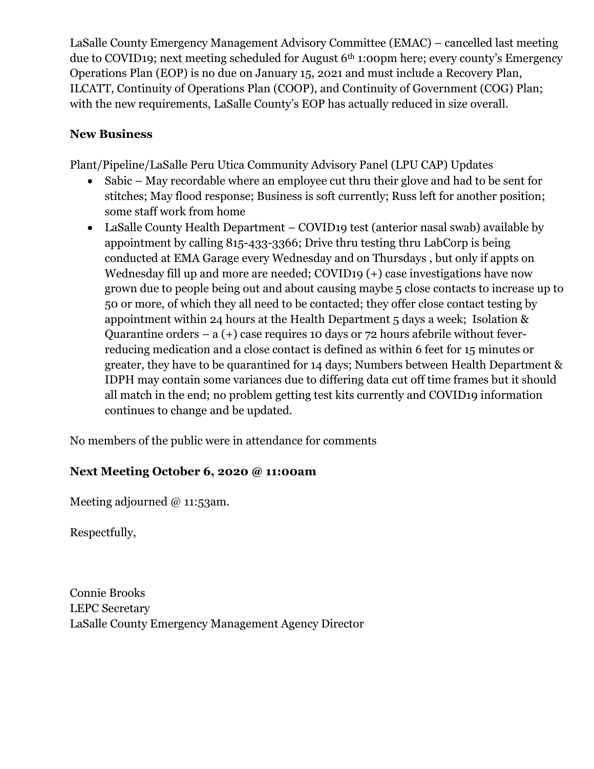LaSalle County Emergency Management Advisory Committee (EMAC) – cancelled last meeting due to COVID19; next meeting scheduled for August 6th 1:00pm here; every county's Emergency Operations Plan (EOP) is no due on January 15, 2021 and must include a Recovery Plan, ILCATT, Continuity of Operations Plan (COOP), and Continuity of Government (COG) Plan; with the new requirements, LaSalle County's EOP has actually reduced in size overall.

**New Business**

Plant/Pipeline/LaSalle Peru Utica Community Advisory Panel (LPU CAP) Updates

- Sabic – May recordable where an employee cut thru their glove and had to be sent for stitches; May flood response; Business is soft currently; Russ left for another position; some staff work from home
- LaSalle County Health Department – COVID19 test (anterior nasal swab) available by appointment by calling 815-433-3366; Drive thru testing thru LabCorp is being conducted at EMA Garage every Wednesday and on Thursdays , but only if appts on Wednesday fill up and more are needed; COVID19 (+) case investigations have now grown due to people being out and about causing maybe 5 close contacts to increase up to 50 or more, of which they all need to be contacted; they offer close contact testing by appointment within 24 hours at the Health Department 5 days a week; Isolation & Quarantine orders – a (+) case requires 10 days or 72 hours afebrile without fever-reducing medication and a close contact is defined as within 6 feet for 15 minutes or greater, they have to be quarantined for 14 days; Numbers between Health Department & IDPH may contain some variances due to differing data cut off time frames but it should all match in the end; no problem getting test kits currently and COVID19 information continues to change and be updated.

No members of the public were in attendance for comments

**Next Meeting October 6, 2020 @ 11:00am**

Meeting adjourned @ 11:53am.

Respectfully,

Connie Brooks
LEPC Secretary
LaSalle County Emergency Management Agency Director